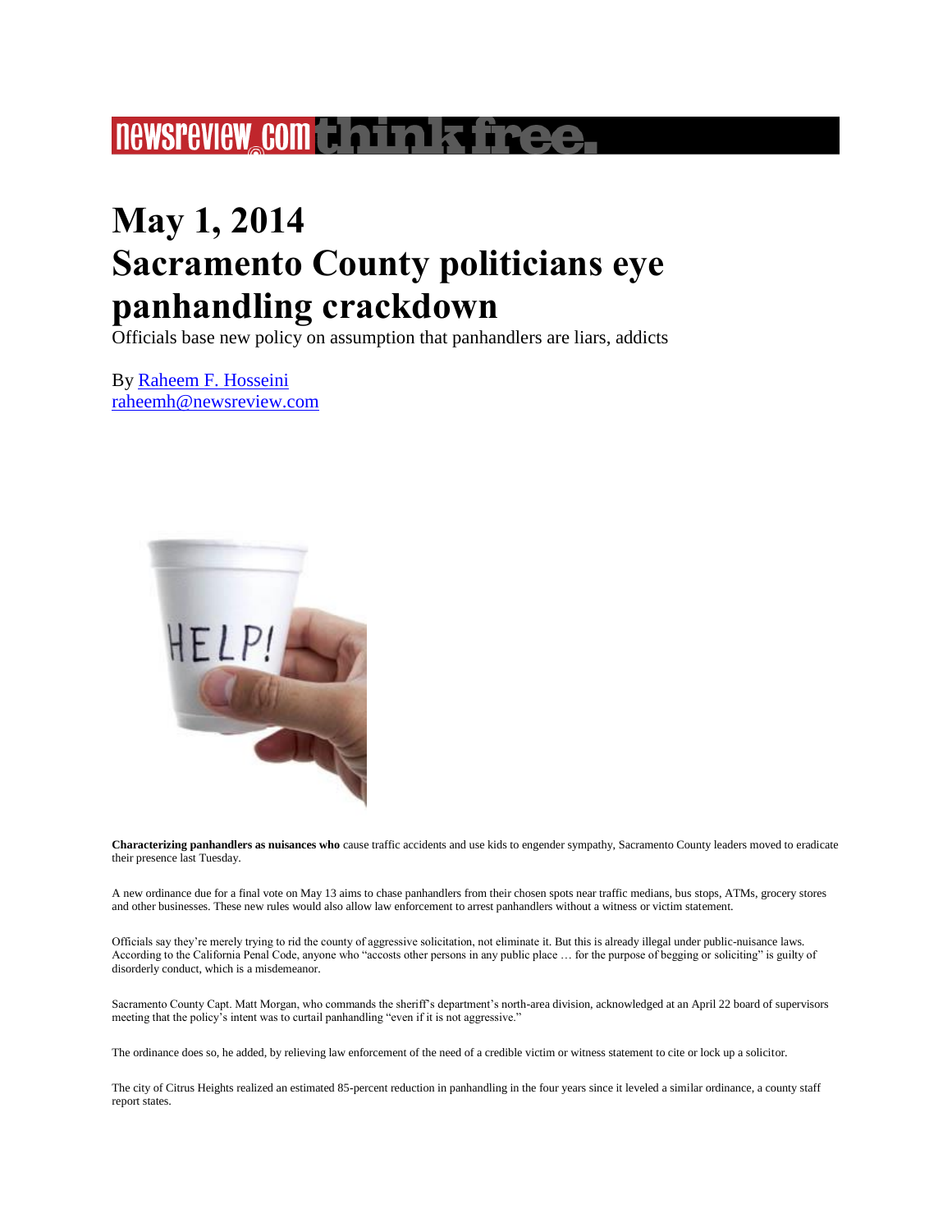# May 1, 2014
# Sacramento County politicians eye panhandling crackdown

Officials base new policy on assumption that panhandlers are liars, addicts

By Raheem F. Hosseini
raheemh@newsreview.com

**Characterizing panhandlers as nuisances who** cause traffic accidents and use kids to engender sympathy, Sacramento County leaders moved to eradicate their presence last Tuesday.

A new ordinance due for a final vote on May 13 aims to chase panhandlers from their chosen spots near traffic medians, bus stops, ATMs, grocery stores and other businesses. These new rules would also allow law enforcement to arrest panhandlers without a witness or victim statement.

Officials say they're merely trying to rid the county of aggressive solicitation, not eliminate it. But this is already illegal under public-nuisance laws. According to the California Penal Code, anyone who "accosts other persons in any public place … for the purpose of begging or soliciting" is guilty of disorderly conduct, which is a misdemeanor.

Sacramento County Capt. Matt Morgan, who commands the sheriff's department's north-area division, acknowledged at an April 22 board of supervisors meeting that the policy's intent was to curtail panhandling "even if it is not aggressive."

The ordinance does so, he added, by relieving law enforcement of the need of a credible victim or witness statement to cite or lock up a solicitor.

The city of Citrus Heights realized an estimated 85-percent reduction in panhandling in the four years since it leveled a similar ordinance, a county staff report states.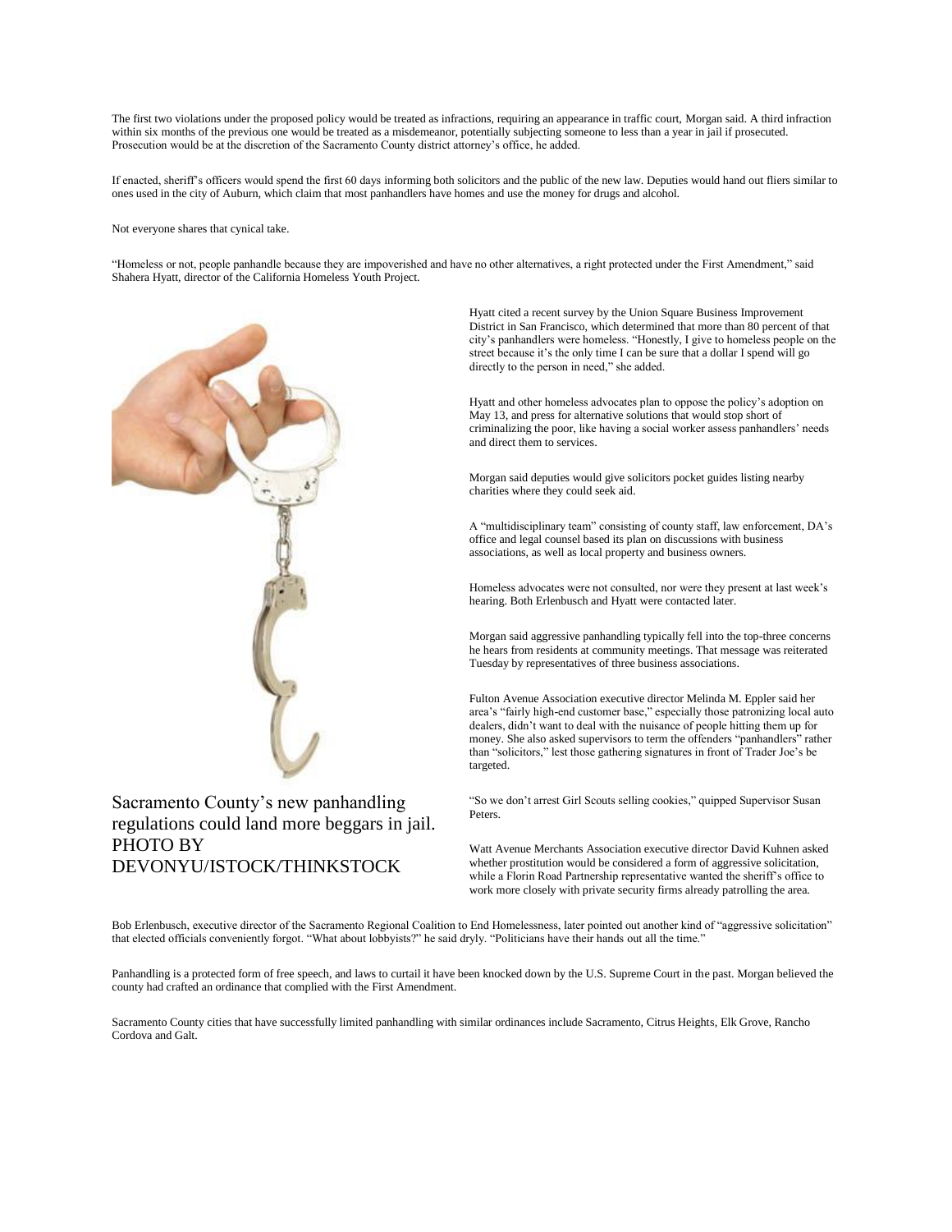The first two violations under the proposed policy would be treated as infractions, requiring an appearance in traffic court, Morgan said. A third infraction within six months of the previous one would be treated as a misdemeanor, potentially subjecting someone to less than a year in jail if prosecuted. Prosecution would be at the discretion of the Sacramento County district attorney's office, he added.

If enacted, sheriff's officers would spend the first 60 days informing both solicitors and the public of the new law. Deputies would hand out fliers similar to ones used in the city of Auburn, which claim that most panhandlers have homes and use the money for drugs and alcohol.

Not everyone shares that cynical take.

"Homeless or not, people panhandle because they are impoverished and have no other alternatives, a right protected under the First Amendment," said Shahera Hyatt, director of the California Homeless Youth Project.

Sacramento County's new panhandling regulations could land more beggars in jail. PHOTO BY DEVONYU/ISTOCK/THINKSTOCK

Hyatt cited a recent survey by the Union Square Business Improvement District in San Francisco, which determined that more than 80 percent of that city's panhandlers were homeless. "Honestly, I give to homeless people on the street because it's the only time I can be sure that a dollar I spend will go directly to the person in need," she added.

Hyatt and other homeless advocates plan to oppose the policy's adoption on May 13, and press for alternative solutions that would stop short of criminalizing the poor, like having a social worker assess panhandlers' needs and direct them to services.

Morgan said deputies would give solicitors pocket guides listing nearby charities where they could seek aid.

A "multidisciplinary team" consisting of county staff, law enforcement, DA's office and legal counsel based its plan on discussions with business associations, as well as local property and business owners.

Homeless advocates were not consulted, nor were they present at last week's hearing. Both Erlenbusch and Hyatt were contacted later.

Morgan said aggressive panhandling typically fell into the top-three concerns he hears from residents at community meetings. That message was reiterated Tuesday by representatives of three business associations.

Fulton Avenue Association executive director Melinda M. Eppler said her area's "fairly high-end customer base," especially those patronizing local auto dealers, didn't want to deal with the nuisance of people hitting them up for money. She also asked supervisors to term the offenders "panhandlers" rather than "solicitors," lest those gathering signatures in front of Trader Joe's be targeted.

"So we don't arrest Girl Scouts selling cookies," quipped Supervisor Susan Peters.

Watt Avenue Merchants Association executive director David Kuhnen asked whether prostitution would be considered a form of aggressive solicitation, while a Florin Road Partnership representative wanted the sheriff's office to work more closely with private security firms already patrolling the area.

Bob Erlenbusch, executive director of the Sacramento Regional Coalition to End Homelessness, later pointed out another kind of "aggressive solicitation" that elected officials conveniently forgot. "What about lobbyists?" he said dryly. "Politicians have their hands out all the time."

Panhandling is a protected form of free speech, and laws to curtail it have been knocked down by the U.S. Supreme Court in the past. Morgan believed the county had crafted an ordinance that complied with the First Amendment.

Sacramento County cities that have successfully limited panhandling with similar ordinances include Sacramento, Citrus Heights, Elk Grove, Rancho Cordova and Galt.